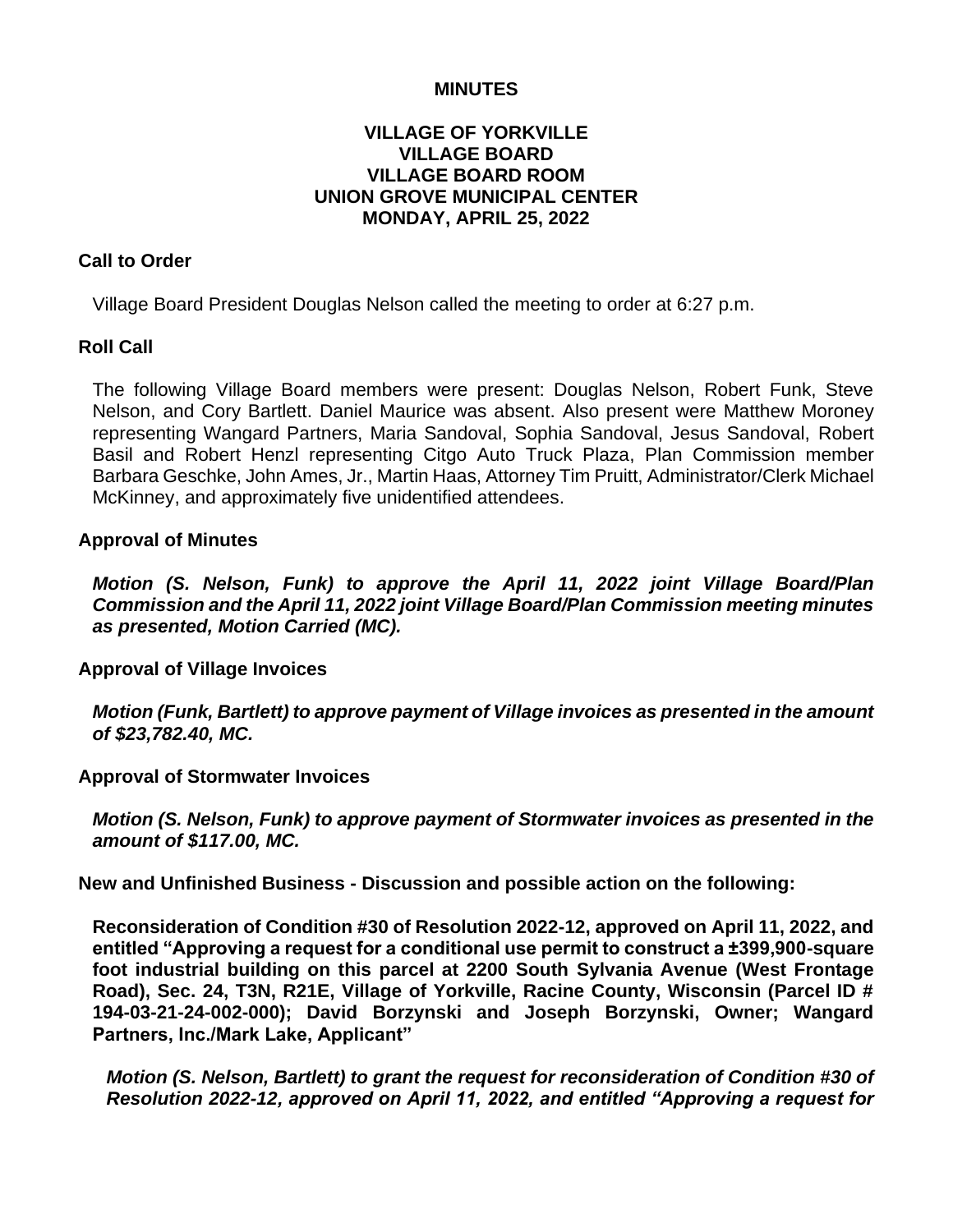# MINUTES

## VILLAGE OF YORKVILLE
## VILLAGE BOARD
## VILLAGE BOARD ROOM
## UNION GROVE MUNICIPAL CENTER
## MONDAY, APRIL 25, 2022

### Call to Order

Village Board President Douglas Nelson called the meeting to order at 6:27 p.m.

### Roll Call

The following Village Board members were present: Douglas Nelson, Robert Funk, Steve Nelson, and Cory Bartlett. Daniel Maurice was absent. Also present were Matthew Moroney representing Wangard Partners, Maria Sandoval, Sophia Sandoval, Jesus Sandoval, Robert Basil and Robert Henzl representing Citgo Auto Truck Plaza, Plan Commission member Barbara Geschke, John Ames, Jr., Martin Haas, Attorney Tim Pruitt, Administrator/Clerk Michael McKinney, and approximately five unidentified attendees.

### Approval of Minutes

***Motion (S. Nelson, Funk) to approve the April 11, 2022 joint Village Board/Plan Commission and the April 11, 2022 joint Village Board/Plan Commission meeting minutes as presented, Motion Carried (MC).***

### Approval of Village Invoices

***Motion (Funk, Bartlett) to approve payment of Village invoices as presented in the amount of $23,782.40, MC.***

### Approval of Stormwater Invoices

***Motion (S. Nelson, Funk) to approve payment of Stormwater invoices as presented in the amount of $117.00, MC.***

### New and Unfinished Business - Discussion and possible action on the following:

**Reconsideration of Condition #30 of Resolution 2022-12, approved on April 11, 2022, and entitled "Approving a request for a conditional use permit to construct a ±399,900-square foot industrial building on this parcel at 2200 South Sylvania Avenue (West Frontage Road), Sec. 24, T3N, R21E, Village of Yorkville, Racine County, Wisconsin (Parcel ID # 194-03-21-24-002-000); David Borzynski and Joseph Borzynski, Owner; Wangard Partners, Inc./Mark Lake, Applicant"**

***Motion (S. Nelson, Bartlett) to grant the request for reconsideration of Condition #30 of Resolution 2022-12, approved on April 11, 2022, and entitled "Approving a request for***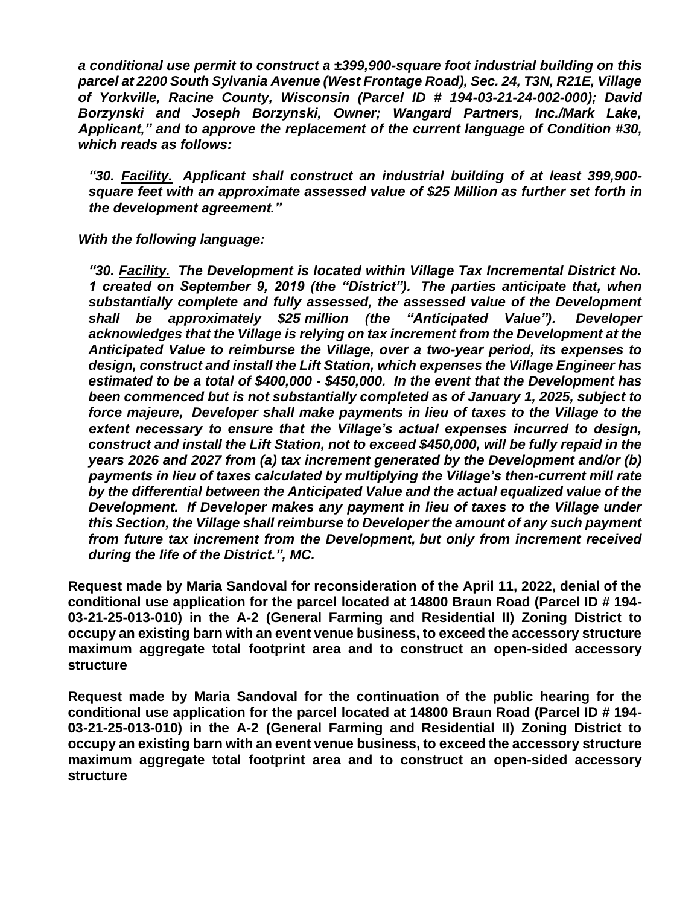***a conditional use permit to construct a ±399,900-square foot industrial building on this parcel at 2200 South Sylvania Avenue (West Frontage Road), Sec. 24, T3N, R21E, Village of Yorkville, Racine County, Wisconsin (Parcel ID # 194-03-21-24-002-000); David Borzynski and Joseph Borzynski, Owner; Wangard Partners, Inc./Mark Lake, Applicant," and to approve the replacement of the current language of Condition #30, which reads as follows:***

> ***"30. Facility. Applicant shall construct an industrial building of at least 399,900-square feet with an approximate assessed value of $25 Million as further set forth in the development agreement."***

***With the following language:***

> ***"30. Facility. The Development is located within Village Tax Incremental District No. 1 created on September 9, 2019 (the "District"). The parties anticipate that, when substantially complete and fully assessed, the assessed value of the Development shall be approximately $25 million (the "Anticipated Value"). Developer acknowledges that the Village is relying on tax increment from the Development at the Anticipated Value to reimburse the Village, over a two-year period, its expenses to design, construct and install the Lift Station, which expenses the Village Engineer has estimated to be a total of $400,000 - $450,000. In the event that the Development has been commenced but is not substantially completed as of January 1, 2025, subject to force majeure, Developer shall make payments in lieu of taxes to the Village to the extent necessary to ensure that the Village's actual expenses incurred to design, construct and install the Lift Station, not to exceed $450,000, will be fully repaid in the years 2026 and 2027 from (a) tax increment generated by the Development and/or (b) payments in lieu of taxes calculated by multiplying the Village's then-current mill rate by the differential between the Anticipated Value and the actual equalized value of the Development. If Developer makes any payment in lieu of taxes to the Village under this Section, the Village shall reimburse to Developer the amount of any such payment from future tax increment from the Development, but only from increment received during the life of the District.", MC.***

**Request made by Maria Sandoval for reconsideration of the April 11, 2022, denial of the conditional use application for the parcel located at 14800 Braun Road (Parcel ID # 194-03-21-25-013-010) in the A-2 (General Farming and Residential II) Zoning District to occupy an existing barn with an event venue business, to exceed the accessory structure maximum aggregate total footprint area and to construct an open-sided accessory structure**

**Request made by Maria Sandoval for the continuation of the public hearing for the conditional use application for the parcel located at 14800 Braun Road (Parcel ID # 194-03-21-25-013-010) in the A-2 (General Farming and Residential II) Zoning District to occupy an existing barn with an event venue business, to exceed the accessory structure maximum aggregate total footprint area and to construct an open-sided accessory structure**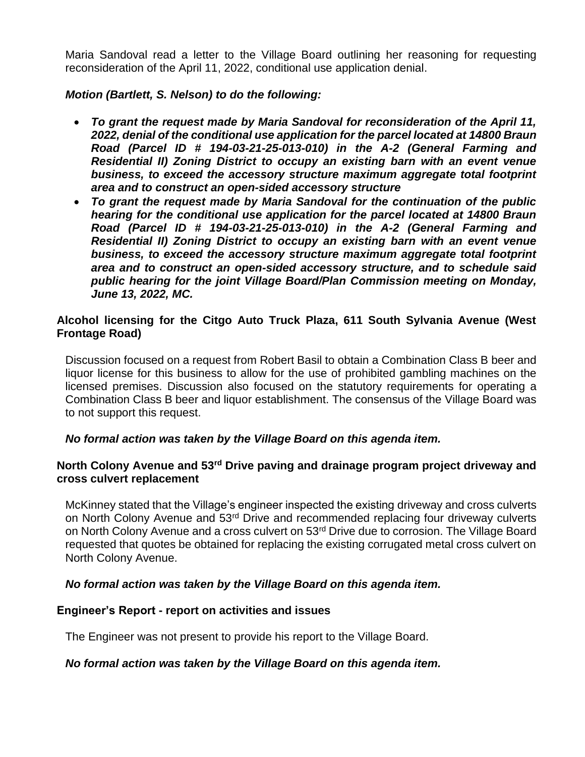Maria Sandoval read a letter to the Village Board outlining her reasoning for requesting reconsideration of the April 11, 2022, conditional use application denial.

***Motion (Bartlett, S. Nelson) to do the following:***

- ***To grant the request made by Maria Sandoval for reconsideration of the April 11, 2022, denial of the conditional use application for the parcel located at 14800 Braun Road (Parcel ID # 194-03-21-25-013-010) in the A-2 (General Farming and Residential II) Zoning District to occupy an existing barn with an event venue business, to exceed the accessory structure maximum aggregate total footprint area and to construct an open-sided accessory structure***
- ***To grant the request made by Maria Sandoval for the continuation of the public hearing for the conditional use application for the parcel located at 14800 Braun Road (Parcel ID # 194-03-21-25-013-010) in the A-2 (General Farming and Residential II) Zoning District to occupy an existing barn with an event venue business, to exceed the accessory structure maximum aggregate total footprint area and to construct an open-sided accessory structure, and to schedule said public hearing for the joint Village Board/Plan Commission meeting on Monday, June 13, 2022, MC.***

**Alcohol licensing for the Citgo Auto Truck Plaza, 611 South Sylvania Avenue (West Frontage Road)**

Discussion focused on a request from Robert Basil to obtain a Combination Class B beer and liquor license for this business to allow for the use of prohibited gambling machines on the licensed premises. Discussion also focused on the statutory requirements for operating a Combination Class B beer and liquor establishment. The consensus of the Village Board was to not support this request.

***No formal action was taken by the Village Board on this agenda item.***

**North Colony Avenue and 53rd Drive paving and drainage program project driveway and cross culvert replacement**

McKinney stated that the Village's engineer inspected the existing driveway and cross culverts on North Colony Avenue and 53rd Drive and recommended replacing four driveway culverts on North Colony Avenue and a cross culvert on 53rd Drive due to corrosion. The Village Board requested that quotes be obtained for replacing the existing corrugated metal cross culvert on North Colony Avenue.

***No formal action was taken by the Village Board on this agenda item.***

**Engineer's Report - report on activities and issues**

The Engineer was not present to provide his report to the Village Board.

***No formal action was taken by the Village Board on this agenda item.***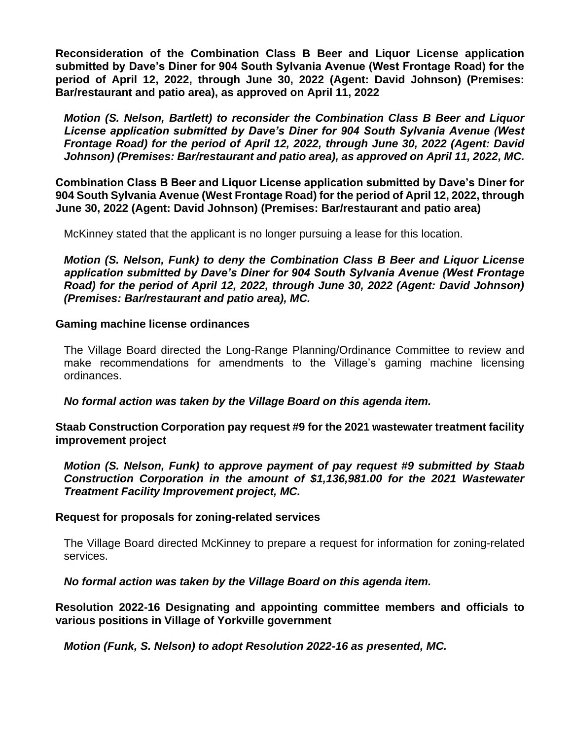**Reconsideration of the Combination Class B Beer and Liquor License application submitted by Dave's Diner for 904 South Sylvania Avenue (West Frontage Road) for the period of April 12, 2022, through June 30, 2022 (Agent: David Johnson) (Premises: Bar/restaurant and patio area), as approved on April 11, 2022**

***Motion (S. Nelson, Bartlett) to reconsider the Combination Class B Beer and Liquor License application submitted by Dave's Diner for 904 South Sylvania Avenue (West Frontage Road) for the period of April 12, 2022, through June 30, 2022 (Agent: David Johnson) (Premises: Bar/restaurant and patio area), as approved on April 11, 2022, MC.***

**Combination Class B Beer and Liquor License application submitted by Dave's Diner for 904 South Sylvania Avenue (West Frontage Road) for the period of April 12, 2022, through June 30, 2022 (Agent: David Johnson) (Premises: Bar/restaurant and patio area)**

McKinney stated that the applicant is no longer pursuing a lease for this location.

***Motion (S. Nelson, Funk) to deny the Combination Class B Beer and Liquor License application submitted by Dave's Diner for 904 South Sylvania Avenue (West Frontage Road) for the period of April 12, 2022, through June 30, 2022 (Agent: David Johnson) (Premises: Bar/restaurant and patio area), MC.***

**Gaming machine license ordinances**

The Village Board directed the Long-Range Planning/Ordinance Committee to review and make recommendations for amendments to the Village's gaming machine licensing ordinances.

***No formal action was taken by the Village Board on this agenda item.***

**Staab Construction Corporation pay request #9 for the 2021 wastewater treatment facility improvement project**

***Motion (S. Nelson, Funk) to approve payment of pay request #9 submitted by Staab Construction Corporation in the amount of $1,136,981.00 for the 2021 Wastewater Treatment Facility Improvement project, MC.***

**Request for proposals for zoning-related services**

The Village Board directed McKinney to prepare a request for information for zoning-related services.

***No formal action was taken by the Village Board on this agenda item.***

**Resolution 2022-16 Designating and appointing committee members and officials to various positions in Village of Yorkville government**

***Motion (Funk, S. Nelson) to adopt Resolution 2022-16 as presented, MC.***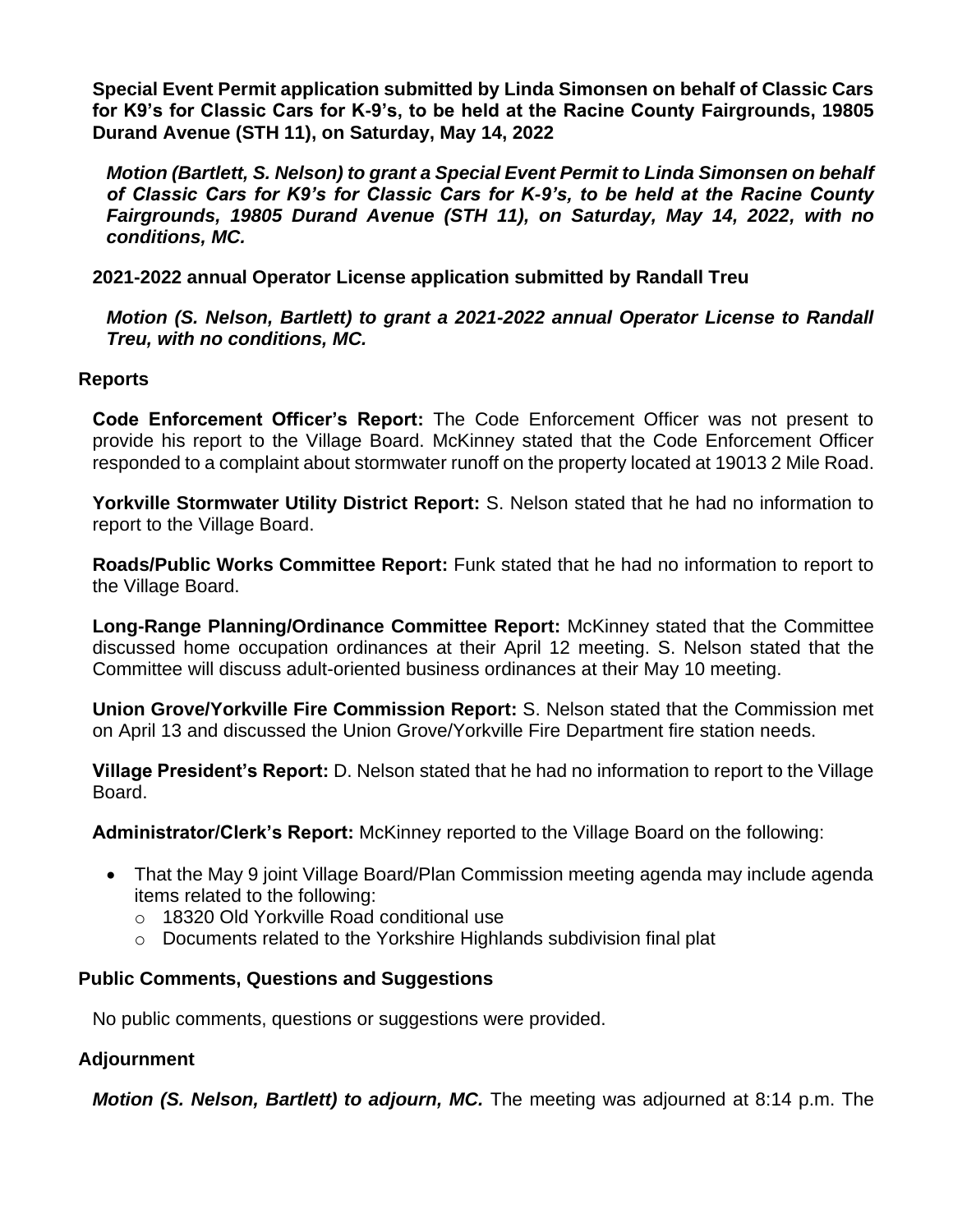**Special Event Permit application submitted by Linda Simonsen on behalf of Classic Cars for K9's for Classic Cars for K-9's, to be held at the Racine County Fairgrounds, 19805 Durand Avenue (STH 11), on Saturday, May 14, 2022**

***Motion (Bartlett, S. Nelson) to grant a Special Event Permit to Linda Simonsen on behalf of Classic Cars for K9's for Classic Cars for K-9's, to be held at the Racine County Fairgrounds, 19805 Durand Avenue (STH 11), on Saturday, May 14, 2022, with no conditions, MC.***

**2021-2022 annual Operator License application submitted by Randall Treu**

***Motion (S. Nelson, Bartlett) to grant a 2021-2022 annual Operator License to Randall Treu, with no conditions, MC.***

## Reports

**Code Enforcement Officer's Report:** The Code Enforcement Officer was not present to provide his report to the Village Board. McKinney stated that the Code Enforcement Officer responded to a complaint about stormwater runoff on the property located at 19013 2 Mile Road.

**Yorkville Stormwater Utility District Report:** S. Nelson stated that he had no information to report to the Village Board.

**Roads/Public Works Committee Report:** Funk stated that he had no information to report to the Village Board.

**Long-Range Planning/Ordinance Committee Report:** McKinney stated that the Committee discussed home occupation ordinances at their April 12 meeting. S. Nelson stated that the Committee will discuss adult-oriented business ordinances at their May 10 meeting.

**Union Grove/Yorkville Fire Commission Report:** S. Nelson stated that the Commission met on April 13 and discussed the Union Grove/Yorkville Fire Department fire station needs.

**Village President's Report:** D. Nelson stated that he had no information to report to the Village Board.

**Administrator/Clerk's Report:** McKinney reported to the Village Board on the following:

- That the May 9 joint Village Board/Plan Commission meeting agenda may include agenda items related to the following:
  - 18320 Old Yorkville Road conditional use
  - Documents related to the Yorkshire Highlands subdivision final plat

## Public Comments, Questions and Suggestions

No public comments, questions or suggestions were provided.

## Adjournment

***Motion (S. Nelson, Bartlett) to adjourn, MC.*** The meeting was adjourned at 8:14 p.m. The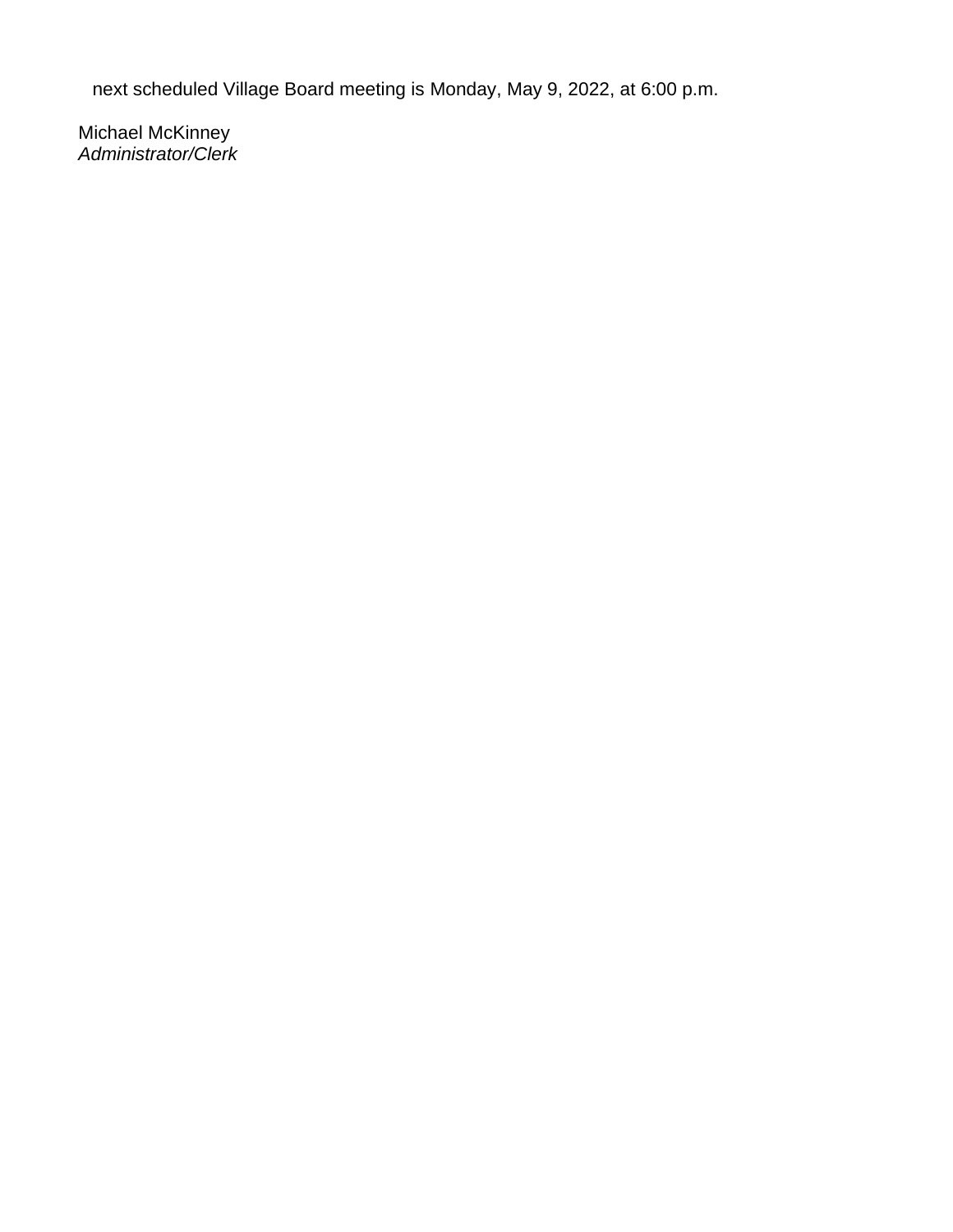next scheduled Village Board meeting is Monday, May 9, 2022, at 6:00 p.m.

Michael McKinney
*Administrator/Clerk*